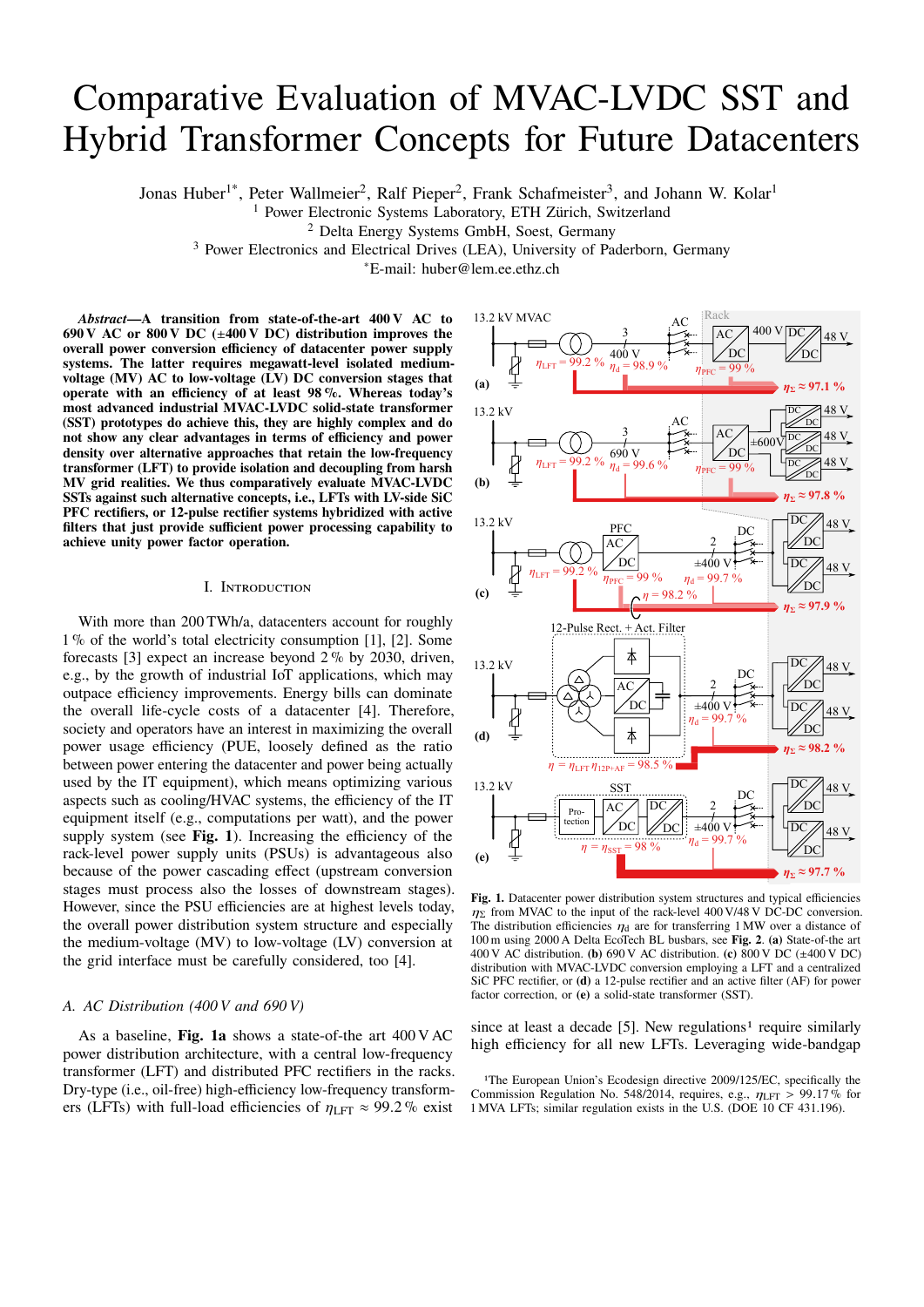# Comparative Evaluation of MVAC-LVDC SST and Hybrid Transformer Concepts for Future Datacenters

Jonas Huber[1*], Peter Wallmeier[2], Ralf Pieper[2], Frank Schafmeister[3], and Johann W. Kolar[1]

[1] Power Electronic Systems Laboratory, ETH Zürich, Switzerland

[2] Delta Energy Systems GmbH, Soest, Germany

[3] Power Electronics and Electrical Drives (LEA), University of Paderborn, Germany

[*]E-mail: huber@lem.ee.ethz.ch

***Abstract*—A transition from state-of-the-art 400 V AC to 690 V AC or 800 V DC (±400 V DC) distribution improves the overall power conversion efficiency of datacenter power supply systems. The latter requires megawatt-level isolated medium-voltage (MV) AC to low-voltage (LV) DC conversion stages that operate with an efficiency of at least 98 %. Whereas today's most advanced industrial MVAC-LVDC solid-state transformer (SST) prototypes do achieve this, they are highly complex and do not show any clear advantages in terms of efficiency and power density over alternative approaches that retain the low-frequency transformer (LFT) to provide isolation and decoupling from harsh MV grid realities. We thus comparatively evaluate MVAC-LVDC SSTs against such alternative concepts, i.e., LFTs with LV-side SiC PFC rectifiers, or 12-pulse rectifier systems hybridized with active filters that just provide sufficient power processing capability to achieve unity power factor operation.**

## I. Introduction

With more than 200 TWh/a, datacenters account for roughly 1 % of the world's total electricity consumption [1], [2]. Some forecasts [3] expect an increase beyond 2 % by 2030, driven, e.g., by the growth of industrial IoT applications, which may outpace efficiency improvements. Energy bills can dominate the overall life-cycle costs of a datacenter [4]. Therefore, society and operators have an interest in maximizing the overall power usage efficiency (PUE, loosely defined as the ratio between power entering the datacenter and power being actually used by the IT equipment), which means optimizing various aspects such as cooling/HVAC systems, the efficiency of the IT equipment itself (e.g., computations per watt), and the power supply system (see **Fig. 1**). Increasing the efficiency of the rack-level power supply units (PSUs) is advantageous also because of the power cascading effect (upstream conversion stages must process also the losses of downstream stages). However, since the PSU efficiencies are at highest levels today, the overall power distribution system structure and especially the medium-voltage (MV) to low-voltage (LV) conversion at the grid interface must be carefully considered, too [4].

### A. AC Distribution (400 V and 690 V)

As a baseline, **Fig. 1a** shows a state-of-the art 400 V AC power distribution architecture, with a central low-frequency transformer (LFT) and distributed PFC rectifiers in the racks. Dry-type (i.e., oil-free) high-efficiency low-frequency transformers (LFTs) with full-load efficiencies of $\eta_{\mathrm{LFT}} \approx 99.2\,\%$ exist since at least a decade [5]. New regulations[1] require similarly high efficiency for all new LFTs. Leveraging wide-bandgap

**Fig. 1.** Datacenter power distribution system structures and typical efficiencies $\eta_{\Sigma}$ from MVAC to the input of the rack-level 400 V/48 V DC-DC conversion. The distribution efficiencies $\eta_{\mathrm{d}}$ are for transferring 1 MW over a distance of 100 m using 2000 A Delta EcoTech BL busbars, see **Fig. 2**. **(a)** State-of-the art 400 V AC distribution. **(b)** 690 V AC distribution. **(c)** 800 V DC (±400 V DC) distribution with MVAC-LVDC conversion employing a LFT and a centralized SiC PFC rectifier, or **(d)** a 12-pulse rectifier and an active filter (AF) for power factor correction, or **(e)** a solid-state transformer (SST).

[1]The European Union's Ecodesign directive 2009/125/EC, specifically the Commission Regulation No. 548/2014, requires, e.g., $\eta_{\mathrm{LFT}} > 99.17\,\%$ for 1 MVA LFTs; similar regulation exists in the U.S. (DOE 10 CF 431.196).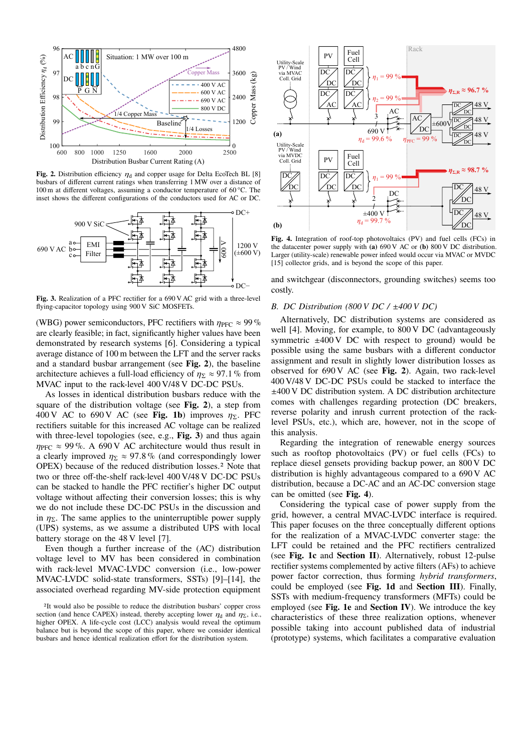Fig. 2. Distribution efficiency $\eta_d$ and copper usage for Delta EcoTech BL [8] busbars of different current ratings when transferring 1 MW over a distance of 100 m at different voltages, assuming a conductor temperature of 60 °C. The inset shows the different configurations of the conductors used for AC or DC.

Fig. 3. Realization of a PFC rectifier for a 690 V AC grid with a three-level flying-capacitor topology using 900 V SiC MOSFETs.

(WBG) power semiconductors, PFC rectifiers with $\eta_{PFC} \approx 99\,\%$ are clearly feasible; in fact, significantly higher values have been demonstrated by research systems [6]. Considering a typical average distance of 100 m between the LFT and the server racks and a standard busbar arrangement (see **Fig. 2**), the baseline architecture achieves a full-load efficiency of $\eta_\Sigma \approx 97.1\,\%$ from MVAC input to the rack-level 400 V/48 V DC-DC PSUs.

As losses in identical distribution busbars reduce with the square of the distribution voltage (see **Fig. 2**), a step from 400 V AC to 690 V AC (see **Fig. 1b**) improves $\eta_\Sigma$. PFC rectifiers suitable for this increased AC voltage can be realized with three-level topologies (see, e.g., **Fig. 3**) and thus again $\eta_{PFC} \approx 99\,\%$. A 690 V AC architecture would thus result in a clearly improved $\eta_\Sigma \approx 97.8\,\%$ (and correspondingly lower OPEX) because of the reduced distribution losses.[2] Note that two or three off-the-shelf rack-level 400 V/48 V DC-DC PSUs can be stacked to handle the PFC rectifier's higher DC output voltage without affecting their conversion losses; this is why we do not include these DC-DC PSUs in the discussion and in $\eta_\Sigma$. The same applies to the uninterruptible power supply (UPS) systems, as we assume a distributed UPS with local battery storage on the 48 V level [7].

Even though a further increase of the (AC) distribution voltage level to MV has been considered in combination with rack-level MVAC-LVDC conversion (i.e., low-power MVAC-LVDC solid-state transformers, SSTs) [9]–[14], the associated overhead regarding MV-side protection equipment

[2]It would also be possible to reduce the distribution busbars' copper cross section (and hence CAPEX) instead, thereby accepting lower $\eta_d$ and $\eta_\Sigma$, i.e., higher OPEX. A life-cycle cost (LCC) analysis would reveal the optimum balance but is beyond the scope of this paper, where we consider identical busbars and hence identical realization effort for the distribution system.

Fig. 4. Integration of roof-top photovoltaics (PV) and fuel cells (FCs) in the datacenter power supply with **(a)** 690 V AC or **(b)** 800 V DC distribution. Larger (utility-scale) renewable power infeed would occur via MVAC or MVDC [15] collector grids, and is beyond the scope of this paper.

and switchgear (disconnectors, grounding switches) seems too costly.

## B. DC Distribution (800 V DC / ±400 V DC)

Alternatively, DC distribution systems are considered as well [4]. Moving, for example, to 800 V DC (advantageously symmetric ±400 V DC with respect to ground) would be possible using the same busbars with a different conductor assignment and result in slightly lower distribution losses as observed for 690 V AC (see **Fig. 2**). Again, two rack-level 400 V/48 V DC-DC PSUs could be stacked to interface the ±400 V DC distribution system. A DC distribution architecture comes with challenges regarding protection (DC breakers, reverse polarity and inrush current protection of the rack-level PSUs, etc.), which are, however, not in the scope of this analysis.

Regarding the integration of renewable energy sources such as rooftop photovoltaics (PV) or fuel cells (FCs) to replace diesel gensets providing backup power, an 800 V DC distribution is highly advantageous compared to a 690 V AC distribution, because a DC-AC and an AC-DC conversion stage can be omitted (see **Fig. 4**).

Considering the typical case of power supply from the grid, however, a central MVAC-LVDC interface is required. This paper focuses on three conceptually different options for the realization of a MVAC-LVDC converter stage: the LFT could be retained and the PFC rectifiers centralized (see **Fig. 1c** and **Section II**). Alternatively, robust 12-pulse rectifier systems complemented by active filters (AFs) to achieve power factor correction, thus forming *hybrid transformers*, could be employed (see **Fig. 1d** and **Section III**). Finally, SSTs with medium-frequency transformers (MFTs) could be employed (see **Fig. 1e** and **Section IV**). We introduce the key characteristics of these three realization options, whenever possible taking into account published data of industrial (prototype) systems, which facilitates a comparative evaluation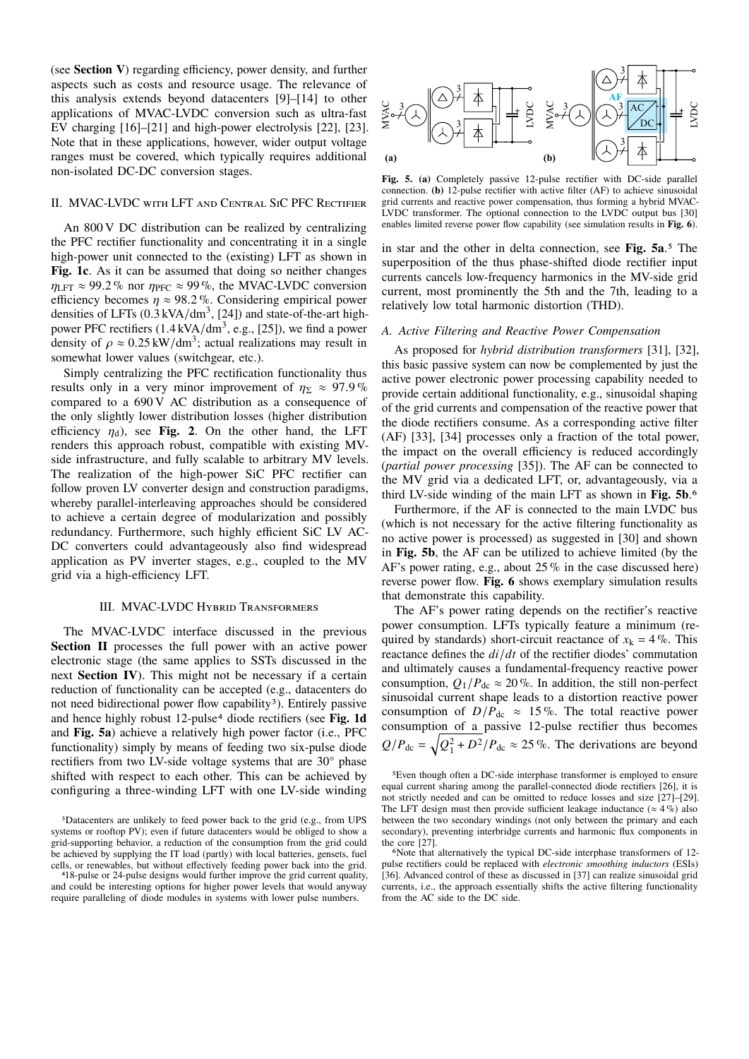(see **Section V**) regarding efficiency, power density, and further aspects such as costs and resource usage. The relevance of this analysis extends beyond datacenters [9]–[14] to other applications of MVAC-LVDC conversion such as ultra-fast EV charging [16]–[21] and high-power electrolysis [22], [23]. Note that in these applications, however, wider output voltage ranges must be covered, which typically requires additional non-isolated DC-DC conversion stages.

## II. MVAC-LVDC with LFT and Central SiC PFC Rectifier

An 800 V DC distribution can be realized by centralizing the PFC rectifier functionality and concentrating it in a single high-power unit connected to the (existing) LFT as shown in **Fig. 1c**. As it can be assumed that doing so neither changes $\eta_{\mathrm{LFT}} \approx 99.2\,\%$ nor $\eta_{\mathrm{PFC}} \approx 99\,\%$, the MVAC-LVDC conversion efficiency becomes $\eta \approx 98.2\,\%$. Considering empirical power densities of LFTs ($0.3\,\mathrm{kVA/dm^3}$, [24]) and state-of-the-art high-power PFC rectifiers ($1.4\,\mathrm{kVA/dm^3}$, e.g., [25]), we find a power density of $\rho \approx 0.25\,\mathrm{kW/dm^3}$; actual realizations may result in somewhat lower values (switchgear, etc.).

Simply centralizing the PFC rectification functionality thus results only in a very minor improvement of $\eta_\Sigma \approx 97.9\,\%$ compared to a 690 V AC distribution as a consequence of the only slightly lower distribution losses (higher distribution efficiency $\eta_{\mathrm{d}}$), see **Fig. 2**. On the other hand, the LFT renders this approach robust, compatible with existing MV-side infrastructure, and fully scalable to arbitrary MV levels. The realization of the high-power SiC PFC rectifier can follow proven LV converter design and construction paradigms, whereby parallel-interleaving approaches should be considered to achieve a certain degree of modularization and possibly redundancy. Furthermore, such highly efficient SiC LV AC-DC converters could advantageously also find widespread application as PV inverter stages, e.g., coupled to the MV grid via a high-efficiency LFT.

## III. MVAC-LVDC Hybrid Transformers

The MVAC-LVDC interface discussed in the previous **Section II** processes the full power with an active power electronic stage (the same applies to SSTs discussed in the next **Section IV**). This might not be necessary if a certain reduction of functionality can be accepted (e.g., datacenters do not need bidirectional power flow capability[3]). Entirely passive and hence highly robust 12-pulse[4] diode rectifiers (see **Fig. 1d** and **Fig. 5a**) achieve a relatively high power factor (i.e., PFC functionality) simply by means of feeding two six-pulse diode rectifiers from two LV-side voltage systems that are 30° phase shifted with respect to each other. This can be achieved by configuring a three-winding LFT with one LV-side winding in star and the other in delta connection, see **Fig. 5a**.[5] The superposition of the thus phase-shifted diode rectifier input currents cancels low-frequency harmonics in the MV-side grid current, most prominently the 5th and the 7th, leading to a relatively low total harmonic distortion (THD).

[3] Datacenters are unlikely to feed power back to the grid (e.g., from UPS systems or rooftop PV); even if future datacenters would be obliged to show a grid-supporting behavior, a reduction of the consumption from the grid could be achieved by supplying the IT load (partly) with local batteries, gensets, fuel cells, or renewables, but without effectively feeding power back into the grid.

[4] 18-pulse or 24-pulse designs would further improve the grid current quality, and could be interesting options for higher power levels that would anyway require paralleling of diode modules in systems with lower pulse numbers.

**Fig. 5. (a)** Completely passive 12-pulse rectifier with DC-side parallel connection. **(b)** 12-pulse rectifier with active filter (AF) to achieve sinusoidal grid currents and reactive power compensation, thus forming a hybrid MVAC-LVDC transformer. The optional connection to the LVDC output bus [30] enables limited reverse power flow capability (see simulation results in **Fig. 6**).

### A. Active Filtering and Reactive Power Compensation

As proposed for *hybrid distribution transformers* [31], [32], this basic passive system can now be complemented by just the active power electronic power processing capability needed to provide certain additional functionality, e.g., sinusoidal shaping of the grid currents and compensation of the reactive power that the diode rectifiers consume. As a corresponding active filter (AF) [33], [34] processes only a fraction of the total power, the impact on the overall efficiency is reduced accordingly (*partial power processing* [35]). The AF can be connected to the MV grid via a dedicated LFT, or, advantageously, via a third LV-side winding of the main LFT as shown in **Fig. 5b**.[6]

Furthermore, if the AF is connected to the main LVDC bus (which is not necessary for the active filtering functionality as no active power is processed) as suggested in [30] and shown in **Fig. 5b**, the AF can be utilized to achieve limited (by the AF's power rating, e.g., about 25 % in the case discussed here) reverse power flow. **Fig. 6** shows exemplary simulation results that demonstrate this capability.

The AF's power rating depends on the rectifier's reactive power consumption. LFTs typically feature a minimum (required by standards) short-circuit reactance of $x_{\mathrm{k}} = 4\,\%$. This reactance defines the $di/dt$ of the rectifier diodes' commutation and ultimately causes a fundamental-frequency reactive power consumption, $Q_1/P_{\mathrm{dc}} \approx 20\,\%$. In addition, the still non-perfect sinusoidal current shape leads to a distortion reactive power consumption of $D/P_{\mathrm{dc}} \approx 15\,\%$. The total reactive power consumption of a passive 12-pulse rectifier thus becomes $Q/P_{\mathrm{dc}} = \sqrt{Q_1^2 + D^2}/P_{\mathrm{dc}} \approx 25\,\%$. The derivations are beyond

[5] Even though often a DC-side interphase transformer is employed to ensure equal current sharing among the parallel-connected diode rectifiers [26], it is not strictly needed and can be omitted to reduce losses and size [27]–[29]. The LFT design must then provide sufficient leakage inductance ($\approx 4\,\%$) also between the two secondary windings (not only between the primary and each secondary), preventing interbridge currents and harmonic flux components in the core [27].

[6] Note that alternatively the typical DC-side interphase transformers of 12-pulse rectifiers could be replaced with *electronic smoothing inductors* (ESIs) [36]. Advanced control of these as discussed in [37] can realize sinusoidal grid currents, i.e., the approach essentially shifts the active filtering functionality from the AC side to the DC side.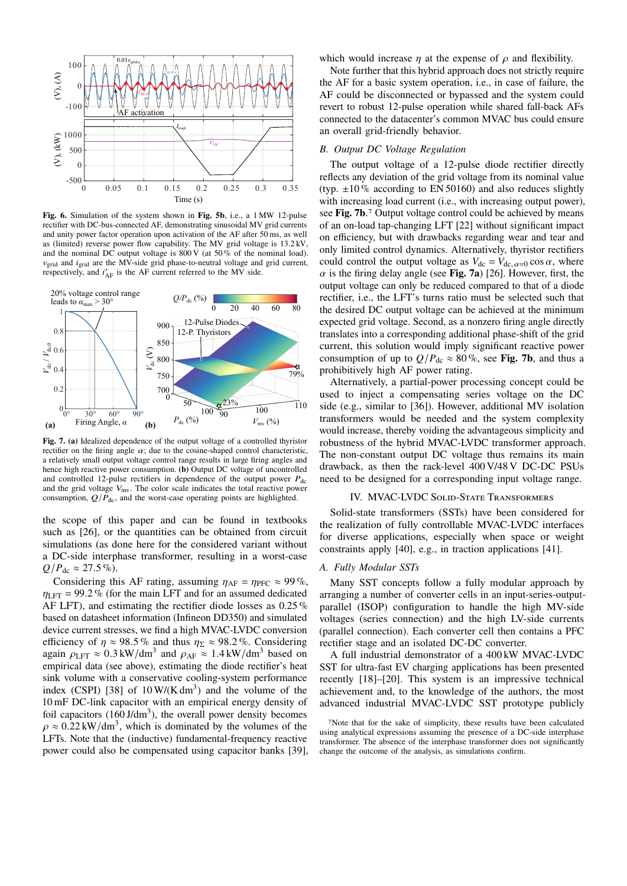**Fig. 6.** Simulation of the system shown in **Fig. 5b**, i.e., a 1 MW 12-pulse rectifier with DC-bus-connected AF, demonstrating sinusoidal MV grid currents and unity power factor operation upon activation of the AF after 50 ms, as well as (limited) reverse power flow capability. The MV grid voltage is 13.2 kV, and the nominal DC output voltage is 800 V (at 50 % of the nominal load). $v_{\text{grid}}$ and $i_{\text{grid}}$ are the MV-side grid phase-to-neutral voltage and grid current, respectively, and $i'_{\text{AF}}$ is the AF current referred to the MV side.

**Fig. 7. (a)** Idealized dependence of the output voltage of a controlled thyristor rectifier on the firing angle $\alpha$; due to the cosine-shaped control characteristic, a relatively small output voltage control range results in large firing angles and hence high reactive power consumption. **(b)** Output DC voltage of uncontrolled and controlled 12-pulse rectifiers in dependence of the output power $P_{\text{dc}}$ and the grid voltage $V_{\text{mv}}$. The color scale indicates the total reactive power consumption, $Q/P_{\text{dc}}$, and the worst-case operating points are highlighted.

the scope of this paper and can be found in textbooks such as [26], or the quantities can be obtained from circuit simulations (as done here for the considered variant without a DC-side interphase transformer, resulting in a worst-case $Q/P_{\text{dc}} \approx 27.5\,\%$).

Considering this AF rating, assuming $\eta_{\text{AF}} = \eta_{\text{PFC}} \approx 99\,\%$, $\eta_{\text{LFT}} = 99.2\,\%$ (for the main LFT and for an assumed dedicated AF LFT), and estimating the rectifier diode losses as 0.25 % based on datasheet information (Infineon DD350) and simulated device current stresses, we find a high MVAC-LVDC conversion efficiency of $\eta \approx 98.5\,\%$ and thus $\eta_{\Sigma} \approx 98.2\,\%$. Considering again $\rho_{\text{LFT}} \approx 0.3\,\text{kW/dm}^3$ and $\rho_{\text{AF}} \approx 1.4\,\text{kW/dm}^3$ based on empirical data (see above), estimating the diode rectifier's heat sink volume with a conservative cooling-system performance index (CSPI) [38] of $10\,\text{W/(K\,dm}^3)$ and the volume of the 10 mF DC-link capacitor with an empirical energy density of foil capacitors ($160\,\text{J/dm}^3$), the overall power density becomes $\rho \approx 0.22\,\text{kW/dm}^3$, which is dominated by the volumes of the LFTs. Note that the (inductive) fundamental-frequency reactive power could also be compensated using capacitor banks [39], which would increase $\eta$ at the expense of $\rho$ and flexibility.

Note further that this hybrid approach does not strictly require the AF for a basic system operation, i.e., in case of failure, the AF could be disconnected or bypassed and the system could revert to robust 12-pulse operation while shared fall-back AFs connected to the datacenter's common MVAC bus could ensure an overall grid-friendly behavior.

### B. Output DC Voltage Regulation

The output voltage of a 12-pulse diode rectifier directly reflects any deviation of the grid voltage from its nominal value (typ. ±10 % according to EN 50160) and also reduces slightly with increasing load current (i.e., with increasing output power), see **Fig. 7b**.[7] Output voltage control could be achieved by means of an on-load tap-changing LFT [22] without significant impact on efficiency, but with drawbacks regarding wear and tear and only limited control dynamics. Alternatively, thyristor rectifiers could control the output voltage as $V_{\text{dc}} = V_{\text{dc},\alpha=0} \cos\alpha$, where $\alpha$ is the firing delay angle (see **Fig. 7a**) [26]. However, first, the output voltage can only be reduced compared to that of a diode rectifier, i.e., the LFT's turns ratio must be selected such that the desired DC output voltage can be achieved at the minimum expected grid voltage. Second, as a nonzero firing angle directly translates into a corresponding additional phase-shift of the grid current, this solution would imply significant reactive power consumption of up to $Q/P_{\text{dc}} \approx 80\,\%$, see **Fig. 7b**, and thus a prohibitively high AF power rating.

Alternatively, a partial-power processing concept could be used to inject a compensating series voltage on the DC side (e.g., similar to [36]). However, additional MV isolation transformers would be needed and the system complexity would increase, thereby voiding the advantageous simplicity and robustness of the hybrid MVAC-LVDC transformer approach. The non-constant output DC voltage thus remains its main drawback, as then the rack-level 400 V/48 V DC-DC PSUs need to be designed for a corresponding input voltage range.

## IV. MVAC-LVDC Solid-State Transformers

Solid-state transformers (SSTs) have been considered for the realization of fully controllable MVAC-LVDC interfaces for diverse applications, especially when space or weight constraints apply [40], e.g., in traction applications [41].

### A. Fully Modular SSTs

Many SST concepts follow a fully modular approach by arranging a number of converter cells in an input-series-output-parallel (ISOP) configuration to handle the high MV-side voltages (series connection) and the high LV-side currents (parallel connection). Each converter cell then contains a PFC rectifier stage and an isolated DC-DC converter.

A full industrial demonstrator of a 400 kW MVAC-LVDC SST for ultra-fast EV charging applications has been presented recently [18]–[20]. This system is an impressive technical achievement and, to the knowledge of the authors, the most advanced industrial MVAC-LVDC SST prototype publicly

[7] Note that for the sake of simplicity, these results have been calculated using analytical expressions assuming the presence of a DC-side interphase transformer. The absence of the interphase transformer does not significantly change the outcome of the analysis, as simulations confirm.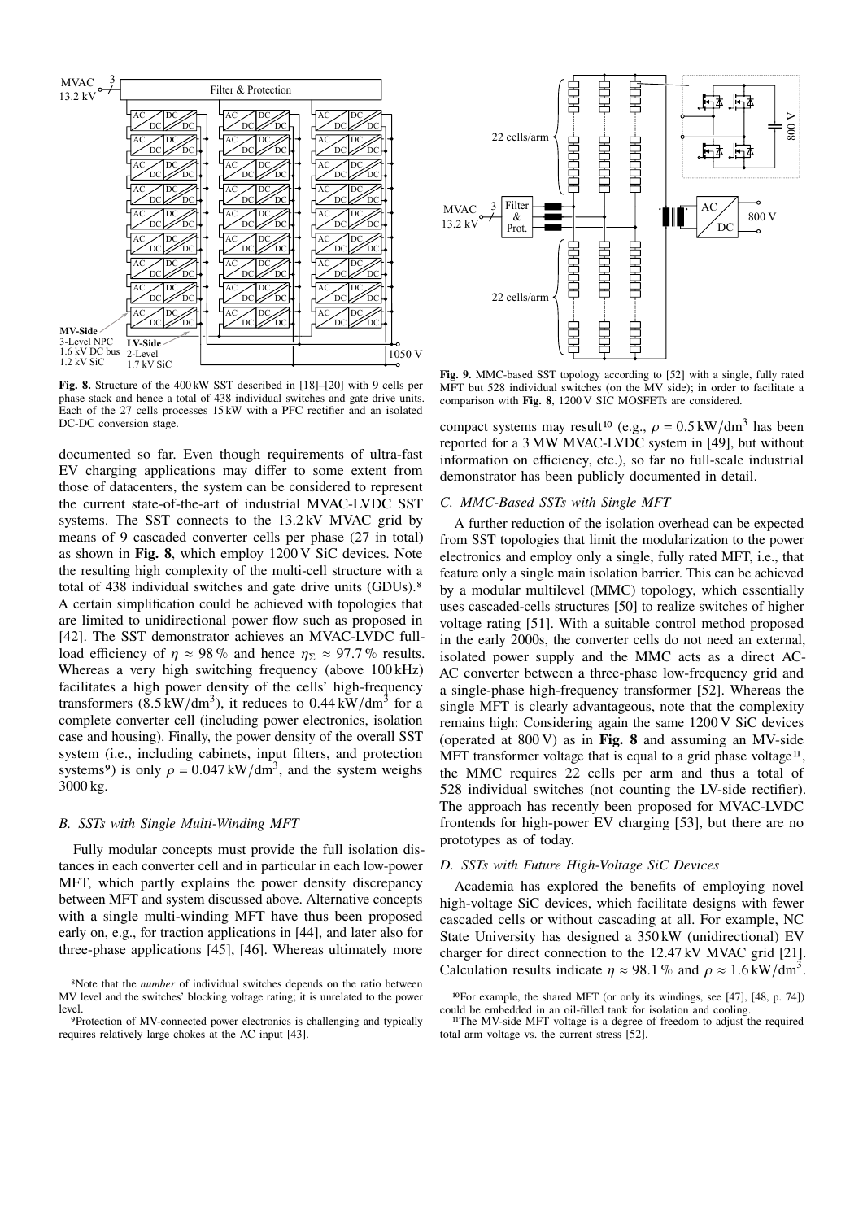**Fig. 8.** Structure of the 400 kW SST described in [18]–[20] with 9 cells per phase stack and hence a total of 438 individual switches and gate drive units. Each of the 27 cells processes 15 kW with a PFC rectifier and an isolated DC-DC conversion stage.

documented so far. Even though requirements of ultra-fast EV charging applications may differ to some extent from those of datacenters, the system can be considered to represent the current state-of-the-art of industrial MVAC-LVDC SST systems. The SST connects to the 13.2 kV MVAC grid by means of 9 cascaded converter cells per phase (27 in total) as shown in **Fig. 8**, which employ 1200 V SiC devices. Note the resulting high complexity of the multi-cell structure with a total of 438 individual switches and gate drive units (GDUs).[8] A certain simplification could be achieved with topologies that are limited to unidirectional power flow such as proposed in [42]. The SST demonstrator achieves an MVAC-LVDC full-load efficiency of $\eta \approx 98\,\%$ and hence $\eta_\Sigma \approx 97.7\,\%$ results. Whereas a very high switching frequency (above 100 kHz) facilitates a high power density of the cells' high-frequency transformers ($8.5\,\mathrm{kW/dm^3}$), it reduces to $0.44\,\mathrm{kW/dm^3}$ for a complete converter cell (including power electronics, isolation case and housing). Finally, the power density of the overall SST system (i.e., including cabinets, input filters, and protection systems[9]) is only $\rho = 0.047\,\mathrm{kW/dm^3}$, and the system weighs 3000 kg.

### B. SSTs with Single Multi-Winding MFT

Fully modular concepts must provide the full isolation distances in each converter cell and in particular in each low-power MFT, which partly explains the power density discrepancy between MFT and system discussed above. Alternative concepts with a single multi-winding MFT have thus been proposed early on, e.g., for traction applications in [44], and later also for three-phase applications [45], [46]. Whereas ultimately more compact systems may result[10] (e.g., $\rho = 0.5\,\mathrm{kW/dm^3}$ has been reported for a 3 MW MVAC-LVDC system in [49], but without information on efficiency, etc.), so far no full-scale industrial demonstrator has been publicly documented in detail.

**Fig. 9.** MMC-based SST topology according to [52] with a single, fully rated MFT but 528 individual switches (on the MV side); in order to facilitate a comparison with **Fig. 8**, 1200 V SIC MOSFETs are considered.

### C. MMC-Based SSTs with Single MFT

A further reduction of the isolation overhead can be expected from SST topologies that limit the modularization to the power electronics and employ only a single, fully rated MFT, i.e., that feature only a single main isolation barrier. This can be achieved by a modular multilevel (MMC) topology, which essentially uses cascaded-cells structures [50] to realize switches of higher voltage rating [51]. With a suitable control method proposed in the early 2000s, the converter cells do not need an external, isolated power supply and the MMC acts as a direct AC-AC converter between a three-phase low-frequency grid and a single-phase high-frequency transformer [52]. Whereas the single MFT is clearly advantageous, note that the complexity remains high: Considering again the same 1200 V SiC devices (operated at 800 V) as in **Fig. 8** and assuming an MV-side MFT transformer voltage that is equal to a grid phase voltage[11], the MMC requires 22 cells per arm and thus a total of 528 individual switches (not counting the LV-side rectifier). The approach has recently been proposed for MVAC-LVDC frontends for high-power EV charging [53], but there are no prototypes as of today.

### D. SSTs with Future High-Voltage SiC Devices

Academia has explored the benefits of employing novel high-voltage SiC devices, which facilitate designs with fewer cascaded cells or without cascading at all. For example, NC State University has designed a 350 kW (unidirectional) EV charger for direct connection to the 12.47 kV MVAC grid [21]. Calculation results indicate $\eta \approx 98.1\,\%$ and $\rho \approx 1.6\,\mathrm{kW/dm^3}$.

[8] Note that the *number* of individual switches depends on the ratio between MV level and the switches' blocking voltage rating; it is unrelated to the power level.

[9] Protection of MV-connected power electronics is challenging and typically requires relatively large chokes at the AC input [43].

[10] For example, the shared MFT (or only its windings, see [47], [48, p. 74]) could be embedded in an oil-filled tank for isolation and cooling.

[11] The MV-side MFT voltage is a degree of freedom to adjust the required total arm voltage vs. the current stress [52].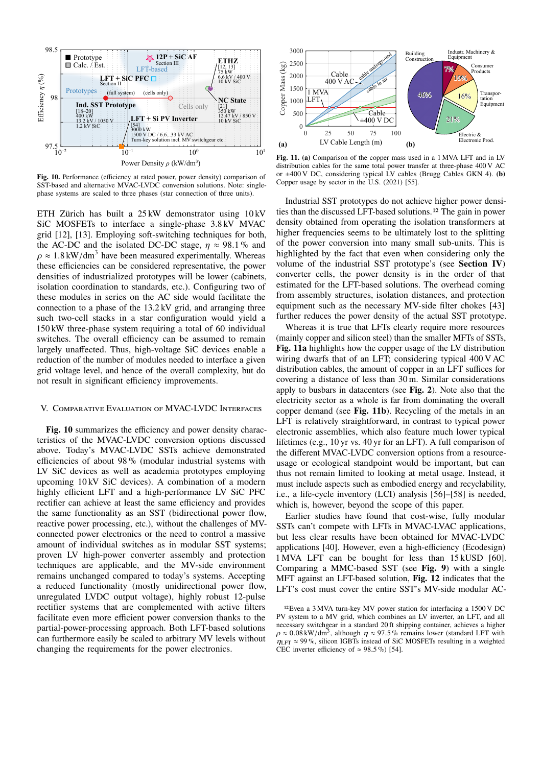Fig. 10. Performance (efficiency at rated power, power density) comparison of SST-based and alternative MVAC-LVDC conversion solutions. Note: single-phase systems are scaled to three phases (star connection of three units).

ETH Zürich has built a 25 kW demonstrator using 10 kV SiC MOSFETs to interface a single-phase 3.8 kV MVAC grid [12], [13]. Employing soft-switching techniques for both, the AC-DC and the isolated DC-DC stage, $\eta \approx 98.1\,\%$ and $\rho \approx 1.8\,\text{kW/dm}^3$ have been measured experimentally. Whereas these efficiencies can be considered representative, the power densities of industrialized prototypes will be lower (cabinets, isolation coordination to standards, etc.). Configuring two of these modules in series on the AC side would facilitate the connection to a phase of the 13.2 kV grid, and arranging three such two-cell stacks in a star configuration would yield a 150 kW three-phase system requiring a total of 60 individual switches. The overall efficiency can be assumed to remain largely unaffected. Thus, high-voltage SiC devices enable a reduction of the number of modules needed to interface a given grid voltage level, and hence of the overall complexity, but do not result in significant efficiency improvements.

## V. Comparative Evaluation of MVAC-LVDC Interfaces

**Fig. 10** summarizes the efficiency and power density characteristics of the MVAC-LVDC conversion options discussed above. Today's MVAC-LVDC SSTs achieve demonstrated efficiencies of about 98 % (modular industrial systems with LV SiC devices as well as academia prototypes employing upcoming 10 kV SiC devices). A combination of a modern highly efficient LFT and a high-performance LV SiC PFC rectifier can achieve at least the same efficiency and provides the same functionality as an SST (bidirectional power flow, reactive power processing, etc.), without the challenges of MV-connected power electronics or the need to control a massive amount of individual switches as in modular SST systems; proven LV high-power converter assembly and protection techniques are applicable, and the MV-side environment remains unchanged compared to today's systems. Accepting a reduced functionality (mostly unidirectional power flow, unregulated LVDC output voltage), highly robust 12-pulse rectifier systems that are complemented with active filters facilitate even more efficient power conversion thanks to the partial-power-processing approach. Both LFT-based solutions can furthermore easily be scaled to arbitrary MV levels without changing the requirements for the power electronics.

Fig. 11. **(a)** Comparison of the copper mass used in a 1 MVA LFT and in LV distribution cables for the same total power transfer at three-phase 400 V AC or ±400 V DC, considering typical LV cables (Brugg Cables GKN 4). **(b)** Copper usage by sector in the U.S. (2021) [55].

Industrial SST prototypes do not achieve higher power densities than the discussed LFT-based solutions.[12] The gain in power density obtained from operating the isolation transformers at higher frequencies seems to be ultimately lost to the splitting of the power conversion into many small sub-units. This is highlighted by the fact that even when considering only the volume of the industrial SST prototype's (see **Section IV**) converter cells, the power density is in the order of that estimated for the LFT-based solutions. The overhead coming from assembly structures, isolation distances, and protection equipment such as the necessary MV-side filter chokes [43] further reduces the power density of the actual SST prototype.

Whereas it is true that LFTs clearly require more resources (mainly copper and silicon steel) than the smaller MFTs of SSTs, **Fig. 11a** highlights how the copper usage of the LV distribution wiring dwarfs that of an LFT; considering typical 400 V AC distribution cables, the amount of copper in an LFT suffices for covering a distance of less than 30 m. Similar considerations apply to busbars in datacenters (see **Fig. 2**). Note also that the electricity sector as a whole is far from dominating the overall copper demand (see **Fig. 11b**). Recycling of the metals in an LFT is relatively straightforward, in contrast to typical power electronic assemblies, which also feature much lower typical lifetimes (e.g., 10 yr vs. 40 yr for an LFT). A full comparison of the different MVAC-LVDC conversion options from a resource-usage or ecological standpoint would be important, but can thus not remain limited to looking at metal usage. Instead, it must include aspects such as embodied energy and recyclability, i.e., a life-cycle inventory (LCI) analysis [56]–[58] is needed, which is, however, beyond the scope of this paper.

Earlier studies have found that cost-wise, fully modular SSTs can't compete with LFTs in MVAC-LVAC applications, but less clear results have been obtained for MVAC-LVDC applications [40]. However, even a high-efficiency (Ecodesign) 1 MVA LFT can be bought for less than 15 kUSD [60]. Comparing a MMC-based SST (see **Fig. 9**) with a single MFT against an LFT-based solution, **Fig. 12** indicates that the LFT's cost must cover the entire SST's MV-side modular AC-

[12] Even a 3 MVA turn-key MV power station for interfacing a 1500 V DC PV system to a MV grid, which combines an LV inverter, an LFT, and all necessary switchgear in a standard 20 ft shipping container, achieves a higher $\rho \approx 0.08\,\text{kW/dm}^3$, although $\eta \approx 97.5\,\%$ remains lower (standard LFT with $\eta_{\text{LFT}} \approx 99\,\%$, silicon IGBTs instead of SiC MOSFETs resulting in a weighted CEC inverter efficiency of $\approx 98.5\,\%$) [54].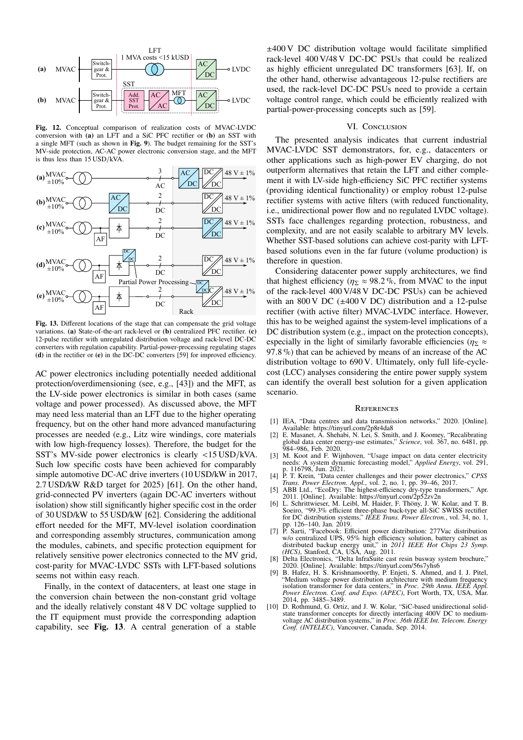Fig. 12. Conceptual comparison of realization costs of MVAC-LVDC conversion with **(a)** an LFT and a SiC PFC rectifier or **(b)** an SST with a single MFT (such as shown in **Fig. 9**). The budget remaining for the SST's MV-side protection, AC-AC power electronic conversion stage, and the MFT is thus less than 15 USD/kVA.

Fig. 13. Different locations of the stage that can compensate the grid voltage variations. **(a)** State-of-the-art rack-level or **(b)** centralized PFC rectifier. **(c)** 12-pulse rectifier with unregulated distribution voltage and rack-level DC-DC converters with regulation capability. Partial-power-processing regulating stages **(d)** in the rectifier or **(e)** in the DC-DC converters [59] for improved efficiency.

AC power electronics including potentially needed additional protection/overdimensioning (see, e.g., [43]) and the MFT, as the LV-side power electronics is similar in both cases (same voltage and power processed). As discussed above, the MFT may need less material than an LFT due to the higher operating frequency, but on the other hand more advanced manufacturing processes are needed (e.g., Litz wire windings, core materials with low high-frequency losses). Therefore, the budget for the SST's MV-side power electronics is clearly <15 USD/kVA. Such low specific costs have been achieved for comparably simple automotive DC-AC drive inverters (10 USD/kW in 2017, 2.7 USD/kW R&D target for 2025) [61]. On the other hand, grid-connected PV inverters (again DC-AC inverters without isolation) show still significantly higher specific cost in the order of 30 USD/kW to 55 USD/kW [62]. Considering the additional effort needed for the MFT, MV-level isolation coordination and corresponding assembly structures, communication among the modules, cabinets, and specific protection equipment for relatively sensitive power electronics connected to the MV grid, cost-parity for MVAC-LVDC SSTs with LFT-based solutions seems not within easy reach.

Finally, in the context of datacenters, at least one stage in the conversion chain between the non-constant grid voltage and the ideally relatively constant 48 V DC voltage supplied to the IT equipment must provide the corresponding adaption capability, see **Fig. 13**. A central generation of a stable ±400 V DC distribution voltage would facilitate simplified rack-level 400 V/48 V DC-DC PSUs that could be realized as highly efficient unregulated DC transformers [63]. If, on the other hand, otherwise advantageous 12-pulse rectifiers are used, the rack-level DC-DC PSUs need to provide a certain voltage control range, which could be efficiently realized with partial-power-processing concepts such as [59].

## VI. Conclusion

The presented analysis indicates that current industrial MVAC-LVDC SST demonstrators, for, e.g., datacenters or other applications such as high-power EV charging, do not outperform alternatives that retain the LFT and either complement it with LV-side high-efficiency SiC PFC rectifier systems (providing identical functionality) or employ robust 12-pulse rectifier systems with active filters (with reduced functionality, i.e., unidirectional power flow and no regulated LVDC voltage). SSTs face challenges regarding protection, robustness, and complexity, and are not easily scalable to arbitrary MV levels. Whether SST-based solutions can achieve cost-parity with LFT-based solutions even in the far future (volume production) is therefore in question.

Considering datacenter power supply architectures, we find that highest efficiency ($\eta_\Sigma \approx 98.2\,\%$, from MVAC to the input of the rack-level 400 V/48 V DC-DC PSUs) can be achieved with an 800 V DC (±400 V DC) distribution and a 12-pulse rectifier (with active filter) MVAC-LVDC interface. However, this has to be weighed against the system-level implications of a DC distribution system (e.g., impact on the protection concepts), especially in the light of similarly favorable efficiencies ($\eta_\Sigma \approx 97.8\,\%$) that can be achieved by means of an increase of the AC distribution voltage to 690 V. Ultimately, only full life-cycle-cost (LCC) analyses considering the entire power supply system can identify the overall best solution for a given application scenario.

## References

[1] IEA, "Data centres and data transmission networks," 2020. [Online]. Available: https://tinyurl.com/2p8r4da8

[2] E. Masanet, A. Shehabi, N. Lei, S. Smith, and J. Koomey, "Recalibrating global data center energy-use estimates," *Science*, vol. 367, no. 6481, pp. 984–986, Feb. 2020.

[3] M. Koot and F. Wijnhoven, "Usage impact on data center electricity needs: A system dynamic forecasting model," *Applied Energy*, vol. 291, p. 116798, Jun. 2021.

[4] P. T. Krein, "Data center challenges and their power electronics," *CPSS Trans. Power Electron. Appl.*, vol. 2, no. 1, pp. 39–46, 2017.

[5] ABB Ltd., "EcoDry: The highest-efficiency dry-type transformers," Apr. 2011. [Online]. Available: https://tinyurl.com/2p52zv2n

[6] L. Schrittwieser, M. Leibl, M. Haider, F. Thöny, J. W. Kolar, and T. B. Soeiro, "99.3% efficient three-phase buck-type all-SiC SWISS rectifier for DC distribution systems," *IEEE Trans. Power Electron.*, vol. 34, no. 1, pp. 126–140, Jan. 2019.

[7] P. Sarti, "Facebook: Efficient power distribution: 277Vac distribution w/o centralized UPS, 95% high efficiency solution, battery cabinet as distributed backup energy unit," in *2011 IEEE Hot Chips 23 Symp. (HCS)*, Stanford, CA, USA, Aug. 2011.

[8] Delta Electronics, "Delta InfraSuite cast resin busway system brochure," 2020. [Online]. Available: https://tinyurl.com/56s7yhs6

[9] B. Hafez, H. S. Krishnamoorthy, P. Enjeti, S. Ahmed, and I. J. Pitel, "Medium voltage power distribution architecture with medium frequency isolation transformer for data centers," in *Proc. 29th Annu. IEEE Appl. Power Electron. Conf. and Expo. (APEC)*, Fort Worth, TX, USA, Mar. 2014, pp. 3485–3489.

[10] D. Rothmund, G. Ortiz, and J. W. Kolar, "SiC-based unidirectional solid-state transformer concepts for directly interfacing 400V DC to medium-voltage AC distribution systems," in *Proc. 36th IEEE Int. Telecom. Energy Conf. (INTELEC)*, Vancouver, Canada, Sep. 2014.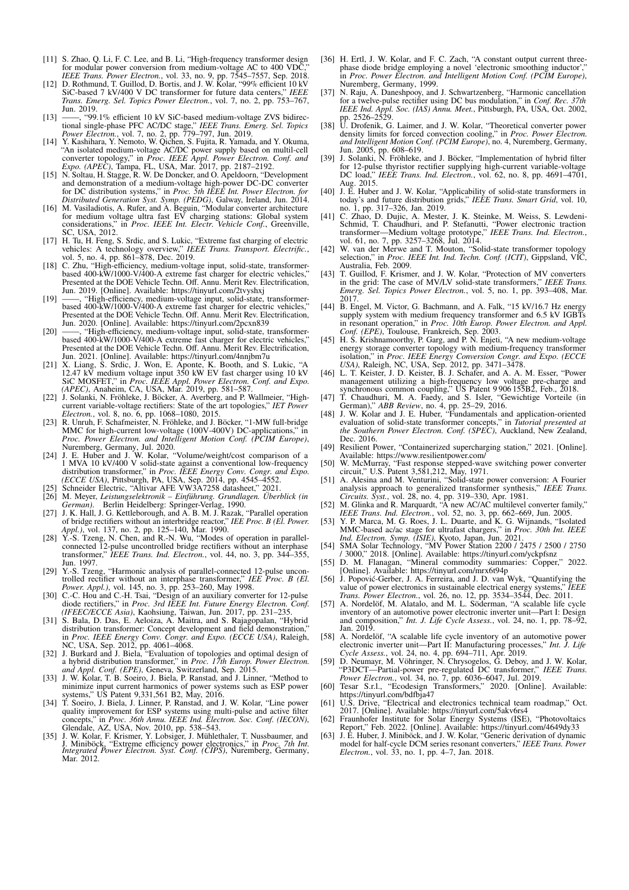[11] S. Zhao, Q. Li, F. C. Lee, and B. Li, "High-frequency transformer design for modular power conversion from medium-voltage AC to 400 VDC," *IEEE Trans. Power Electron.*, vol. 33, no. 9, pp. 7545–7557, Sep. 2018.

[12] D. Rothmund, T. Guillod, D. Bortis, and J. W. Kolar, "99% efficient 10 kV SiC-based 7 kV/400 V DC transformer for future data centers," *IEEE Trans. Emerg. Sel. Topics Power Electron.*, vol. 7, no. 2, pp. 753–767, Jun. 2019.

[13] ——, "99.1% efficient 10 kV SiC-based medium-voltage ZVS bidirectional single-phase PFC AC/DC stage," *IEEE Trans. Emerg. Sel. Topics Power Electron.*, vol. 7, no. 2, pp. 779–797, Jun. 2019.

[14] Y. Kashihara, Y. Nemoto, W. Qichen, S. Fujita, R. Yamada, and Y. Okuma, "An isolated medium-voltage AC/DC power supply based on multi-cell converter topology," in *Proc. IEEE Appl. Power Electron. Conf. and Expo. (APEC)*, Tampa, FL, USA, Mar. 2017, pp. 2187–2192.

[15] N. Soltau, H. Stagge, R. W. De Doncker, and O. Apeldoorn, "Development and demonstration of a medium-voltage high-power DC-DC converter for DC distribution systems," in *Proc. 5th IEEE Int. Power Electron. for Distributed Generation Syst. Symp. (PEDG)*, Galway, Ireland, Jun. 2014.

[16] M. Vasiladiotis, A. Rufer, and A. Beguin, "Modular converter architecture for medium voltage ultra fast EV charging stations: Global system considerations," in *Proc. IEEE Int. Electr. Vehicle Conf.*, Greenville, SC, USA, 2012.

[17] H. Tu, H. Feng, S. Srdic, and S. Lukic, "Extreme fast charging of electric vehicles: A technology overview," *IEEE Trans. Transport. Electrific.*, vol. 5, no. 4, pp. 861–878, Dec. 2019.

[18] C. Zhu, "High-efficiency, medium-voltage input, solid-state, transformer-based 400-kW/1000-V/400-A extreme fast charger for electric vehicles," Presented at the DOE Vehicle Techn. Off. Annu. Merit Rev. Electrification, Jun. 2019. [Online]. Available: https://tinyurl.com/2tvyshxj

[19] ——, "High-efficiency, medium-voltage input, solid-state, transformer-based 400-kW/1000-V/400-A extreme fast charger for electric vehicles," Presented at the DOE Vehicle Techn. Off. Annu. Merit Rev. Electrification, Jun. 2020. [Online]. Available: https://tinyurl.com/2pcxn839

[20] ——, "High-efficiency, medium-voltage input, solid-state, transformer-based 400-kW/1000-V/400-A extreme fast charger for electric vehicles," Presented at the DOE Vehicle Techn. Off. Annu. Merit Rev. Electrification, Jun. 2021. [Online]. Available: https://tinyurl.com/4nnjbm7u

[21] X. Liang, S. Srdic, J. Won, E. Aponte, K. Booth, and S. Lukic, "A 12.47 kV medium voltage input 350 kW EV fast charger using 10 kV SiC MOSFET," in *Proc. IEEE Appl. Power Electron. Conf. and Expo. (APEC)*, Anaheim, CA, USA, Mar. 2019, pp. 581–587.

[22] J. Solanki, N. Fröhleke, J. Böcker, A. Averberg, and P. Wallmeier, "High-current variable-voltage rectifiers: State of the art topologies," *IET Power Electron.*, vol. 8, no. 6, pp. 1068–1080, 2015.

[23] R. Unruh, F. Schafmeister, N. Fröhleke, and J. Böcker, "1-MW full-bridge MMC for high-current low-voltage (100V-400V) DC-applications," in *Proc. Power Electron. and Intelligent Motion Conf. (PCIM Europe)*, Nuremberg, Germany, Jul. 2020.

[24] J. E. Huber and J. W. Kolar, "Volume/weight/cost comparison of a 1 MVA 10 kV/400 V solid-state against a conventional low-frequency distribution transformer," in *Proc. IEEE Energy Conv. Congr. and Expo. (ECCE USA)*, Pittsburgh, PA, USA, Sep. 2014, pp. 4545–4552.

[25] Schneider Electric, "Altivar AFE VW3A7258 datasheet," 2021.

[26] M. Meyer, *Leistungselektronik – Einführung. Grundlagen. Überblick (in German)*. Berlin Heidelberg: Springer-Verlag, 1990.

[27] J. K. Hall, J. G. Kettleborough, and A. B. M. J. Razak, "Parallel operation of bridge rectifiers without an interbridge reactor," *IEE Proc. B (El. Power. Appl.)*, vol. 137, no. 2, pp. 125–140, Mar. 1990.

[28] Y.-S. Tzeng, N. Chen, and R.-N. Wu, "Modes of operation in parallel-connected 12-pulse uncontrolled bridge rectifiers without an interphase transformer," *IEEE Trans. Ind. Electron.*, vol. 44, no. 3, pp. 344–355, Jun. 1997.

[29] Y.-S. Tzeng, "Harmonic analysis of parallel-connected 12-pulse uncontrolled rectifier without an interphase transformer," *IEE Proc. B (El. Power. Appl.)*, vol. 145, no. 3, pp. 253–260, May 1998.

[30] C.-C. Hou and C.-H. Tsai, "Design of an auxiliary converter for 12-pulse diode rectifiers," in *Proc. 3rd IEEE Int. Future Energy Electron. Conf. (IFEEC/ECCE Asia)*, Kaohsiung, Taiwan, Jun. 2017, pp. 231–235.

[31] S. Bala, D. Das, E. Aeloiza, A. Maitra, and S. Rajagopalan, "Hybrid distribution transformer: Concept development and field demonstration," in *Proc. IEEE Energy Conv. Congr. and Expo. (ECCE USA)*, Raleigh, NC, USA, Sep. 2012, pp. 4061–4068.

[32] J. Burkard and J. Biela, "Evaluation of topologies and optimal design of a hybrid distribution transformer," in *Proc. 17th Europ. Power Electron. and Appl. Conf. (EPE)*, Geneva, Switzerland, Sep. 2015.

[33] J. W. Kolar, T. B. Soeiro, J. Biela, P. Ranstad, and J. Linner, "Method to minimize input current harmonics of power systems such as ESP power systems," US Patent 9,331,561 B2, May, 2016.

[34] T. Soeiro, J. Biela, J. Linner, P. Ranstad, and J. W. Kolar, "Line power quality improvement for ESP systems using multi-pulse and active filter concepts," in *Proc. 36th Annu. IEEE Ind. Electron. Soc. Conf. (IECON)*, Glendale, AZ, USA, Nov. 2010, pp. 538–543.

[35] J. W. Kolar, F. Krismer, Y. Lobsiger, J. Mühlethaler, T. Nussbaumer, and J. Miniböck, "Extreme efficiency power electronics," in *Proc. 7th Int. Integrated Power Electron. Syst. Conf. (CIPS)*, Nuremberg, Germany, Mar. 2012.

[36] H. Ertl, J. W. Kolar, and F. C. Zach, "A constant output current three-phase diode bridge employing a novel 'electronic smoothing inductor'," in *Proc. Power Electron. and Intelligent Motion Conf. (PCIM Europe)*, Nuremberg, Germany, 1999.

[37] N. Raju, A. Daneshpooy, and J. Schwartzenberg, "Harmonic cancellation for a twelve-pulse rectifier using DC bus modulation," in *Conf. Rec. 37th IEEE Ind. Appl. Soc. (IAS) Annu. Meet.*, Pittsburgh, PA, USA, Oct. 2002, pp. 2526–2529.

[38] U. Drofenik, G. Laimer, and J. W. Kolar, "Theoretical converter power density limits for forced convection cooling," in *Proc. Power Electron. and Intelligent Motion Conf. (PCIM Europe)*, no. 4, Nuremberg, Germany, Jun. 2005, pp. 608–619.

[39] J. Solanki, N. Fröhleke, and J. Böcker, "Implementation of hybrid filter for 12-pulse thyristor rectifier supplying high-current variable-voltage DC load," *IEEE Trans. Ind. Electron.*, vol. 62, no. 8, pp. 4691–4701, Aug. 2015.

[40] J. E. Huber and J. W. Kolar, "Applicability of solid-state transformers in today's and future distribution grids," *IEEE Trans. Smart Grid*, vol. 10, no. 1, pp. 317–326, Jan. 2019.

[41] C. Zhao, D. Dujic, A. Mester, J. K. Steinke, M. Weiss, S. Lewdeni-Schmid, T. Chaudhuri, and P. Stefanutti, "Power electronic traction transformer—Medium voltage prototype," *IEEE Trans. Ind. Electron.*, vol. 61, no. 7, pp. 3257–3268, Jul. 2014.

[42] W. van der Merwe and T. Mouton, "Solid-state transformer topology selection," in *Proc. IEEE Int. Ind. Techn. Conf. (ICIT)*, Gippsland, VIC, Australia, Feb. 2009.

[43] T. Guillod, F. Krismer, and J. W. Kolar, "Protection of MV converters in the grid: The case of MV/LV solid-state transformers," *IEEE Trans. Emerg. Sel. Topics Power Electron.*, vol. 5, no. 1, pp. 393–408, Mar. 2017.

[44] B. Engel, M. Victor, G. Bachmann, and A. Falk, "15 kV/16.7 Hz energy supply system with medium frequency transformer and 6.5 kV IGBTs in resonant operation," in *Proc. 10th Europ. Power Electron. and Appl. Conf. (EPE)*, Toulouse, Frankreich, Sep. 2003.

[45] H. S. Krishnamoorthy, P. Garg, and P. N. Enjeti, "A new medium-voltage energy storage converter topology with medium-frequency transformer isolation," in *Proc. IEEE Energy Conversion Congr. and Expo. (ECCE USA)*, Raleigh, NC, USA, Sep. 2012, pp. 3471–3478.

[46] L. T. Keister, J. D. Keister, B. J. Schafer, and A. A. M. Esser, "Power management utilizing a high-frequency low voltage pre-charge and synchronous common coupling," US Patent 9 906 155B2, Feb., 2018.

[47] T. Chaudhuri, M. A. Faedy, and S. Isler, "Gewichtige Vorteile (in German)," *ABB Review*, no. 4, pp. 25–29, 2016.

[48] J. W. Kolar and J. E. Huber, "Fundamentals and application-oriented evaluation of solid-state transformer concepts," in *Tutorial presented at the Southern Power Electron. Conf. (SPEC)*, Auckland, New Zealand, Dec. 2016.

[49] Resilient Power, "Containerized supercharging station," 2021. [Online]. Available: https://www.resilientpower.com/

[50] W. McMurray, "Fast response stepped-wave switching power converter circuit," U.S. Patent 3,581,212, May, 1971.

[51] A. Alesina and M. Venturini, "Solid-state power conversion: A Fourier analysis approach to generalized transformer synthesis," *IEEE Trans. Circuits. Syst.*, vol. 28, no. 4, pp. 319–330, Apr. 1981.

[52] M. Glinka and R. Marquardt, "A new AC/AC multilevel converter family," *IEEE Trans. Ind. Electron.*, vol. 52, no. 3, pp. 662–669, Jun. 2005.

[53] Y. P. Marca, M. G. Roes, J. L. Duarte, and K. G. Wijnands, "Isolated MMC-based ac/ac stage for ultrafast chargers," in *Proc. 30th Int. IEEE Ind. Electron. Symp. (ISIE)*, Kyoto, Japan, Jun. 2021.

[54] SMA Solar Technology, "MV Power Station 2200 / 2475 / 2500 / 2750 / 3000," 2018. [Online]. Available: https://tinyurl.com/yckpfsnz

[55] D. M. Flanagan, "Mineral commodity summaries: Copper," 2022. [Online]. Available: https://tinyurl.com/mrx6t94p

[56] J. Popović-Gerber, J. A. Ferreira, and J. D. van Wyk, "Quantifying the value of power electronics in sustainable electrical energy systems," *IEEE Trans. Power Electron.*, vol. 26, no. 12, pp. 3534–3544, Dec. 2011.

[57] A. Nordelöf, M. Alatalo, and M. L. Söderman, "A scalable life cycle inventory of an automotive power electronic inverter unit—Part I: Design and composition," *Int. J. Life Cycle Assess.*, vol. 24, no. 1, pp. 78–92, Jan. 2019.

[58] A. Nordelöf, "A scalable life cycle inventory of an automotive power electronic inverter unit—Part II: Manufacturing processes," *Int. J. Life Cycle Assess.*, vol. 24, no. 4, pp. 694–711, Apr. 2019.

[59] D. Neumayr, M. Vöhringer, N. Chrysogelos, G. Deboy, and J. W. Kolar, "P3DCT—Partial-power pre-regulated DC transformer," *IEEE Trans. Power Electron.*, vol. 34, no. 7, pp. 6036–6047, Jul. 2019.

[60] Tesar S.r.l., "Ecodesign Transformers," 2020. [Online]. Available: https://tinyurl.com/bdfbja47

[61] U.S. Drive, "Electrical and electronics technical team roadmap," Oct. 2017. [Online]. Available: https://tinyurl.com/5akv6rs4

[62] Fraunhofer Institute for Solar Energy Systems (ISE), "Photovoltaics Report," Feb. 2022. [Online]. Available: https://tinyurl.com/4649dy33

[63] J. E. Huber, J. Miniböck, and J. W. Kolar, "Generic derivation of dynamic model for half-cycle DCM series resonant converters," *IEEE Trans. Power Electron.*, vol. 33, no. 1, pp. 4–7, Jan. 2018.